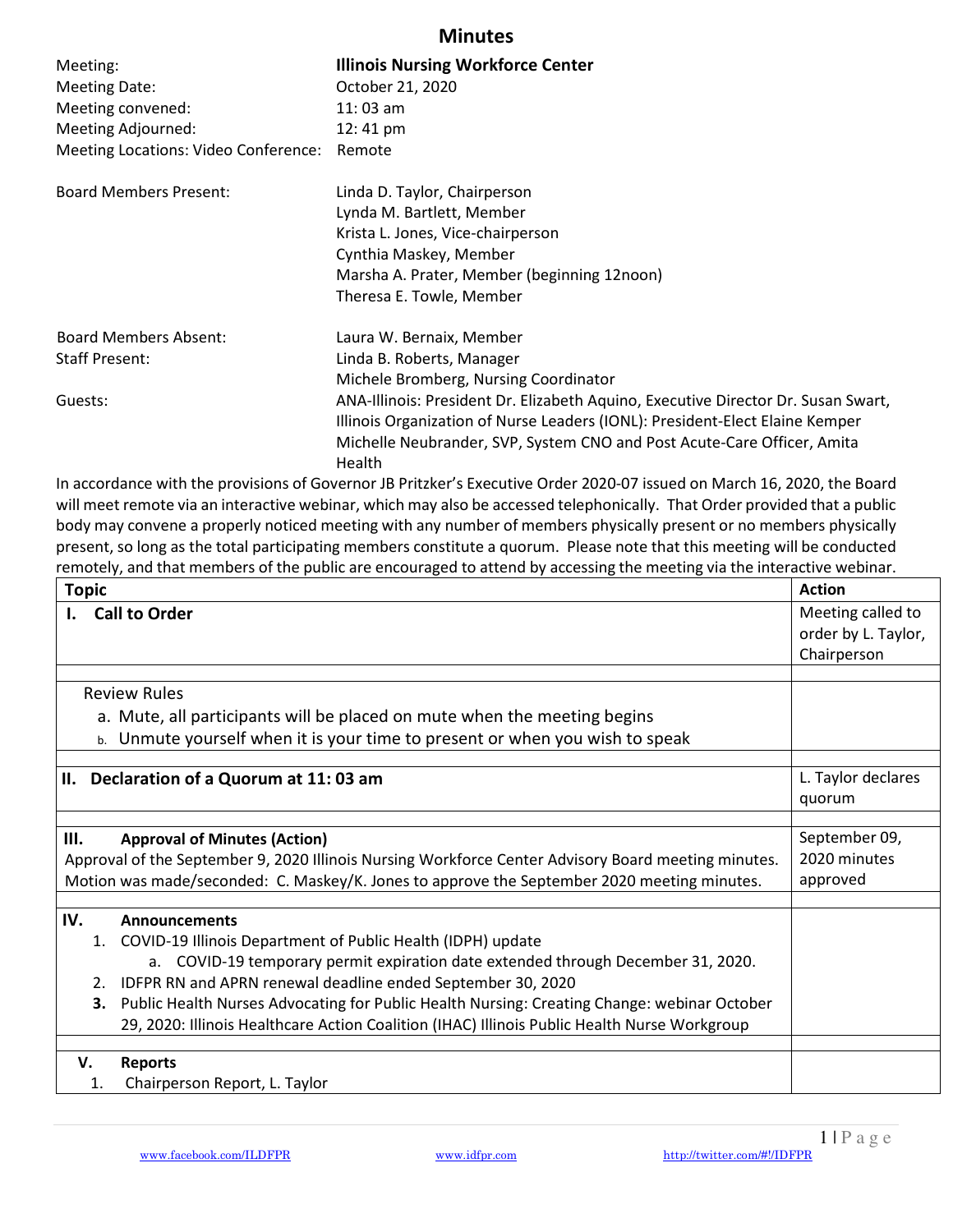# Minutes

| | |
|---|---|
| Meeting: | **Illinois Nursing Workforce Center** |
| Meeting Date: | October 21, 2020 |
| Meeting convened: | 11: 03 am |
| Meeting Adjourned: | 12: 41 pm |
| Meeting Locations: Video Conference: | Remote |
| Board Members Present: | Linda D. Taylor, Chairperson<br>Lynda M. Bartlett, Member<br>Krista L. Jones, Vice-chairperson<br>Cynthia Maskey, Member<br>Marsha A. Prater, Member (beginning 12noon)<br>Theresa E. Towle, Member |
| Board Members Absent: | Laura W. Bernaix, Member |
| Staff Present: | Linda B. Roberts, Manager<br>Michele Bromberg, Nursing Coordinator |
| Guests: | ANA-Illinois: President Dr. Elizabeth Aquino, Executive Director Dr. Susan Swart,<br>Illinois Organization of Nurse Leaders (IONL): President-Elect Elaine Kemper<br>Michelle Neubrander, SVP, System CNO and Post Acute-Care Officer, Amita Health |

In accordance with the provisions of Governor JB Pritzker's Executive Order 2020-07 issued on March 16, 2020, the Board will meet remote via an interactive webinar, which may also be accessed telephonically. That Order provided that a public body may convene a properly noticed meeting with any number of members physically present or no members physically present, so long as the total participating members constitute a quorum. Please note that this meeting will be conducted remotely, and that members of the public are encouraged to attend by accessing the meeting via the interactive webinar.

| Topic | Action |
|---|---|
| **I. Call to Order** | Meeting called to order by L. Taylor, Chairperson |
| | |
| Review Rules<br>a. Mute, all participants will be placed on mute when the meeting begins<br>b. Unmute yourself when it is your time to present or when you wish to speak | |
| | |
| **II. Declaration of a Quorum at 11: 03 am** | L. Taylor declares quorum |
| | |
| **III. Approval of Minutes (Action)**<br>Approval of the September 9, 2020 Illinois Nursing Workforce Center Advisory Board meeting minutes.<br>Motion was made/seconded: C. Maskey/K. Jones to approve the September 2020 meeting minutes. | September 09, 2020 minutes approved |
| | |
| **IV. Announcements**<br>1. COVID-19 Illinois Department of Public Health (IDPH) update<br>a. COVID-19 temporary permit expiration date extended through December 31, 2020.<br>2. IDFPR RN and APRN renewal deadline ended September 30, 2020<br>**3.** Public Health Nurses Advocating for Public Health Nursing: Creating Change: webinar October 29, 2020: Illinois Healthcare Action Coalition (IHAC) Illinois Public Health Nurse Workgroup | |
| | |
| **V. Reports**<br>1. Chairperson Report, L. Taylor | |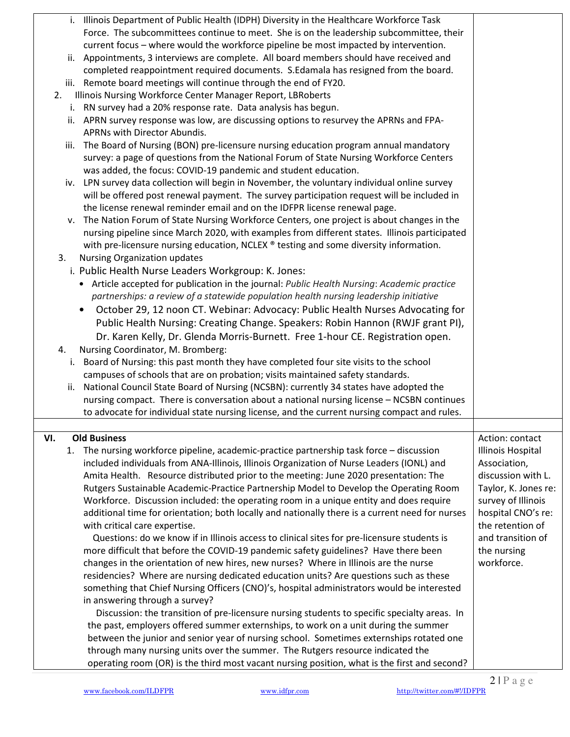i. Illinois Department of Public Health (IDPH) Diversity in the Healthcare Workforce Task Force. The subcommittees continue to meet. She is on the leadership subcommittee, their current focus – where would the workforce pipeline be most impacted by intervention.

ii. Appointments, 3 interviews are complete. All board members should have received and completed reappointment required documents. S.Edamala has resigned from the board.

iii. Remote board meetings will continue through the end of FY20.

2. Illinois Nursing Workforce Center Manager Report, LBRoberts

   i. RN survey had a 20% response rate. Data analysis has begun.

   ii. APRN survey response was low, are discussing options to resurvey the APRNs and FPA-APRNs with Director Abundis.

   iii. The Board of Nursing (BON) pre-licensure nursing education program annual mandatory survey: a page of questions from the National Forum of State Nursing Workforce Centers was added, the focus: COVID-19 pandemic and student education.

   iv. LPN survey data collection will begin in November, the voluntary individual online survey will be offered post renewal payment. The survey participation request will be included in the license renewal reminder email and on the IDFPR license renewal page.

   v. The Nation Forum of State Nursing Workforce Centers, one project is about changes in the nursing pipeline since March 2020, with examples from different states. Illinois participated with pre-licensure nursing education, NCLEX ® testing and some diversity information.

3. Nursing Organization updates

   i. Public Health Nurse Leaders Workgroup: K. Jones:

   - Article accepted for publication in the journal: *Public Health Nursing*: *Academic practice partnerships: a review of a statewide population health nursing leadership initiative*
   - October 29, 12 noon CT. Webinar: Advocacy: Public Health Nurses Advocating for Public Health Nursing: Creating Change. Speakers: Robin Hannon (RWJF grant PI), Dr. Karen Kelly, Dr. Glenda Morris-Burnett. Free 1-hour CE. Registration open.

4. Nursing Coordinator, M. Bromberg:

   i. Board of Nursing: this past month they have completed four site visits to the school campuses of schools that are on probation; visits maintained safety standards.

   ii. National Council State Board of Nursing (NCSBN): currently 34 states have adopted the nursing compact. There is conversation about a national nursing license – NCSBN continues to advocate for individual state nursing license, and the current nursing compact and rules.

| | |
|---|---|
| **VI. Old Business**<br><br>1. The nursing workforce pipeline, academic-practice partnership task force – discussion included individuals from ANA-Illinois, Illinois Organization of Nurse Leaders (IONL) and Amita Health. Resource distributed prior to the meeting: June 2020 presentation: The Rutgers Sustainable Academic-Practice Partnership Model to Develop the Operating Room Workforce. Discussion included: the operating room in a unique entity and does require additional time for orientation; both locally and nationally there is a current need for nurses with critical care expertise.<br><br>Questions: do we know if in Illinois access to clinical sites for pre-licensure students is more difficult that before the COVID-19 pandemic safety guidelines? Have there been changes in the orientation of new hires, new nurses? Where in Illinois are the nurse residencies? Where are nursing dedicated education units? Are questions such as these something that Chief Nursing Officers (CNO)'s, hospital administrators would be interested in answering through a survey?<br><br>Discussion: the transition of pre-licensure nursing students to specific specialty areas. In the past, employers offered summer externships, to work on a unit during the summer between the junior and senior year of nursing school. Sometimes externships rotated one through many nursing units over the summer. The Rutgers resource indicated the operating room (OR) is the third most vacant nursing position, what is the first and second? | Action: contact Illinois Hospital Association, discussion with L. Taylor, K. Jones re: survey of Illinois hospital CNO's re: the retention of and transition of the nursing workforce. |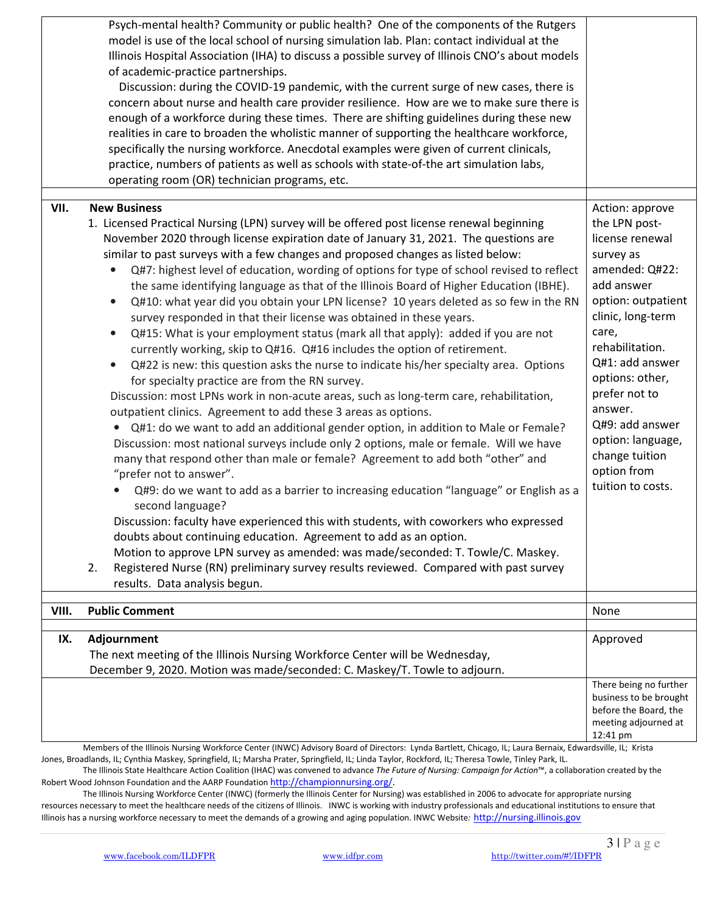| | | |
|---|---|---|
| | Psych-mental health? Community or public health? One of the components of the Rutgers model is use of the local school of nursing simulation lab. Plan: contact individual at the Illinois Hospital Association (IHA) to discuss a possible survey of Illinois CNO's about models of academic-practice partnerships.<br>Discussion: during the COVID-19 pandemic, with the current surge of new cases, there is concern about nurse and health care provider resilience. How are we to make sure there is enough of a workforce during these times. There are shifting guidelines during these new realities in care to broaden the wholistic manner of supporting the healthcare workforce, specifically the nursing workforce. Anecdotal examples were given of current clinicals, practice, numbers of patients as well as schools with state-of-the art simulation labs, operating room (OR) technician programs, etc. | |
| **VII.** | **New Business**<br>1. Licensed Practical Nursing (LPN) survey will be offered post license renewal beginning November 2020 through license expiration date of January 31, 2021. The questions are similar to past surveys with a few changes and proposed changes as listed below:<br>• Q#7: highest level of education, wording of options for type of school revised to reflect the same identifying language as that of the Illinois Board of Higher Education (IBHE).<br>• Q#10: what year did you obtain your LPN license? 10 years deleted as so few in the RN survey responded in that their license was obtained in these years.<br>• Q#15: What is your employment status (mark all that apply): added if you are not currently working, skip to Q#16. Q#16 includes the option of retirement.<br>• Q#22 is new: this question asks the nurse to indicate his/her specialty area. Options for specialty practice are from the RN survey.<br>Discussion: most LPNs work in non-acute areas, such as long-term care, rehabilitation, outpatient clinics. Agreement to add these 3 areas as options.<br>• Q#1: do we want to add an additional gender option, in addition to Male or Female?<br>Discussion: most national surveys include only 2 options, male or female. Will we have many that respond other than male or female? Agreement to add both "other" and "prefer not to answer".<br>• Q#9: do we want to add as a barrier to increasing education "language" or English as a second language?<br>Discussion: faculty have experienced this with students, with coworkers who expressed doubts about continuing education. Agreement to add as an option.<br>Motion to approve LPN survey as amended: was made/seconded: T. Towle/C. Maskey.<br>2. Registered Nurse (RN) preliminary survey results reviewed. Compared with past survey results. Data analysis begun. | Action: approve the LPN post-license renewal survey as amended: Q#22: add answer option: outpatient clinic, long-term care, rehabilitation. Q#1: add answer options: other, prefer not to answer. Q#9: add answer option: language, change tuition option from tuition to costs. |
| **VIII.** | **Public Comment** | None |
| **IX.** | **Adjournment**<br>The next meeting of the Illinois Nursing Workforce Center will be Wednesday, December 9, 2020. Motion was made/seconded: C. Maskey/T. Towle to adjourn. | Approved |
| | | There being no further business to be brought before the Board, the meeting adjourned at 12:41 pm |

Members of the Illinois Nursing Workforce Center (INWC) Advisory Board of Directors: Lynda Bartlett, Chicago, IL; Laura Bernaix, Edwardsville, IL; Krista Jones, Broadlands, IL; Cynthia Maskey, Springfield, IL; Marsha Prater, Springfield, IL; Linda Taylor, Rockford, IL; Theresa Towle, Tinley Park, IL.

The Illinois State Healthcare Action Coalition (IHAC) was convened to advance *The Future of Nursing: Campaign for Action*™, a collaboration created by the Robert Wood Johnson Foundation and the AARP Foundation http://championnursing.org/.

The Illinois Nursing Workforce Center (INWC) (formerly the Illinois Center for Nursing) was established in 2006 to advocate for appropriate nursing resources necessary to meet the healthcare needs of the citizens of Illinois. INWC is working with industry professionals and educational institutions to ensure that Illinois has a nursing workforce necessary to meet the demands of a growing and aging population. INWC Website*:* http://nursing.illinois.gov

www.facebook.com/ILDFPR www.idfpr.com http://twitter.com/#!/IDFPR